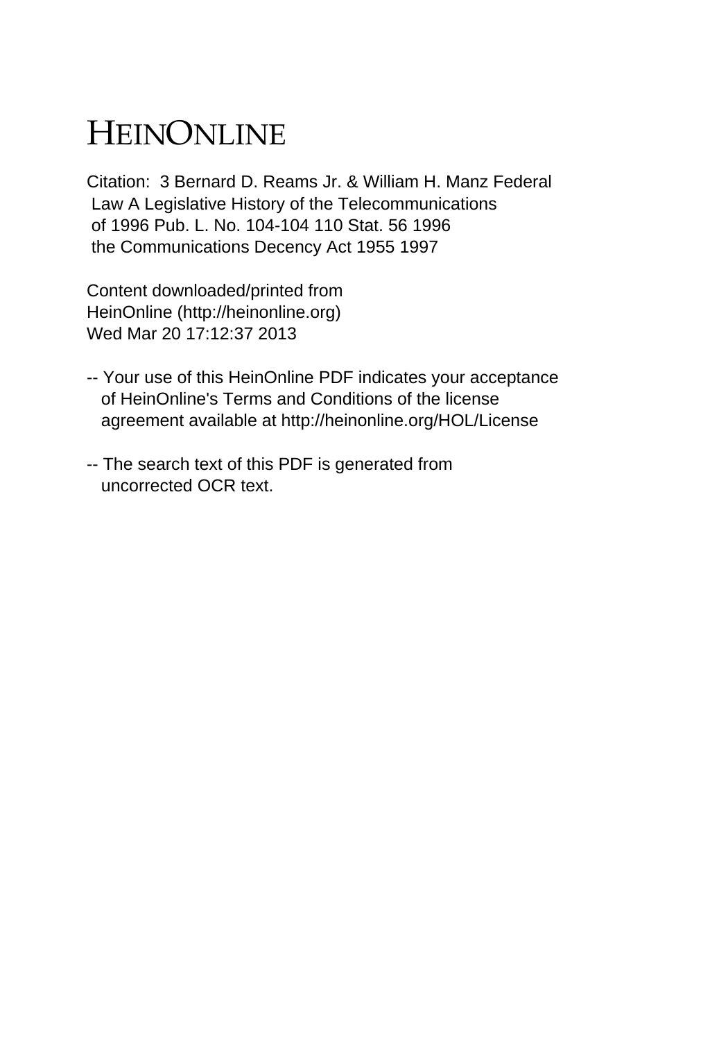# HEINONLINE

Citation: 3 Bernard D. Reams Jr. & William H. Manz Federal Law A Legislative History of the Telecommunications of 1996 Pub. L. No. 104-104 110 Stat. 56 1996 the Communications Decency Act 1955 1997

Content downloaded/printed from HeinOnline (http://heinonline.org) Wed Mar 20 17:12:37 2013

-- Your use of this HeinOnline PDF indicates your acceptance of HeinOnline's Terms and Conditions of the license agreement available at http://heinonline.org/HOL/License

-- The search text of this PDF is generated from uncorrected OCR text.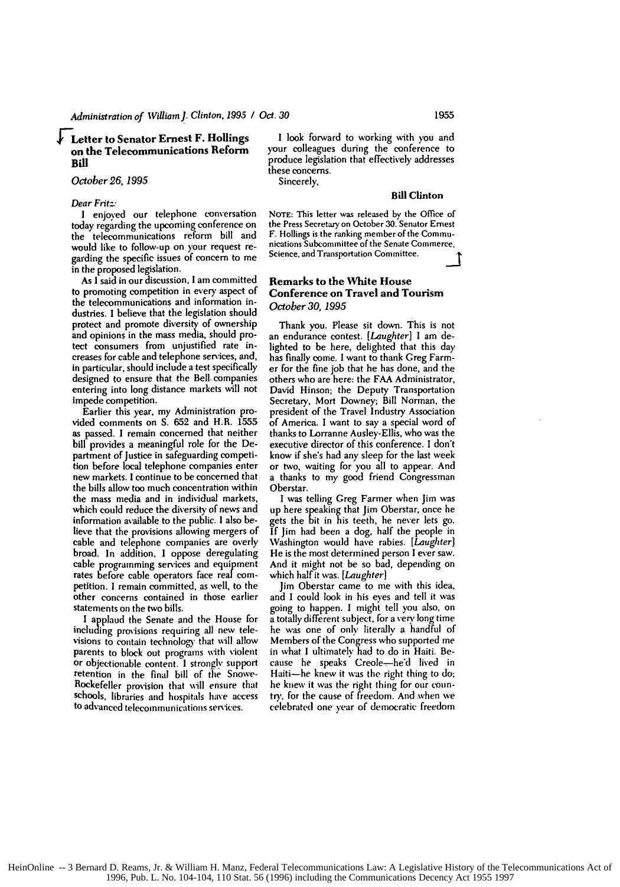## Letter to Senator Ernest F. Hollings on the Telecommunications Reform Bill

*October 26, 1995*

*Dear Fritz:*

I enjoyed our telephone conversation today regarding the upcoming conference on the telecommunications reform bill and would like to follow-up on your request regarding the specific issues of concern to me in the proposed legislation.

As I said in our discussion, I am committed to promoting competition in every aspect of the telecommunications and information industries. I believe that the legislation should protect and promote diversity of ownership and opinions in the mass media, should protect consumers from unjustified rate increases for cable and telephone services, and, in particular, should include a test specifically designed to ensure that the Bell companies entering into long distance markets will not impede competition.

Earlier this year, my Administration provided comments on S. 652 and H.R. 1555 as passed. I remain concerned that neither bill provides a meaningful role for the Department of Justice in safeguarding competition before local telephone companies enter new markets. I continue to be concerned that the bills allow too much concentration within the mass media and in individual markets, which could reduce the diversity of news and information available to the public. I also believe that the provisions allowing mergers of cable and telephone companies are overly broad. In addition, I oppose deregulating cable programming services and equipment rates before cable operators face real competition. I remain committed, as well, to the other concerns contained in those earlier statements on the two bills.

I applaud the Senate and the House for including provisions requiring all new televisions to contain technology that will allow parents to block out programs with violent or objectionable content. I strongly support retention in the final bill of the Snowe-Rockefeller provision that will ensure that schools, libraries and hospitals have access to advanced telecommunications services.

I look forward to working with you and your colleagues during the conference to produce legislation that effectively addresses these concerns.

Sincerely,

**Bill Clinton**

NOTE: This letter was released by the Office of the Press Secretary on October 30. Senator Ernest F. Hollings is the ranking member of the Communications Subcommittee of the Senate Commerce, Science, and Transportation Committee.

## Remarks to the White House Conference on Travel and Tourism

*October 30, 1995*

Thank you. Please sit down. This is not an endurance contest. *[Laughter]* I am delighted to be here, delighted that this day has finally come. I want to thank Greg Farmer for the fine job that he has done, and the others who are here: the FAA Administrator, David Hinson; the Deputy Transportation Secretary, Mort Downey; Bill Norman, the president of the Travel Industry Association of America. I want to say a special word of thanks to Lorranne Ausley-Ellis, who was the executive director of this conference. I don't know if she's had any sleep for the last week or two, waiting for you all to appear. And a thanks to my good friend Congressman Oberstar.

I was telling Greg Farmer when Jim was up here speaking that Jim Oberstar, once he gets the bit in his teeth, he never lets go. If Jim had been a dog, half the people in Washington would have rabies. *[Laughter]* He is the most determined person I ever saw. And it might not be so bad, depending on which half it was. *[Laughter]*

Jim Oberstar came to me with this idea, and I could look in his eyes and tell it was going to happen. I might tell you also, on a totally different subject, for a very long time he was one of only literally a handful of Members of the Congress who supported me in what I ultimately had to do in Haiti. Because he speaks Creole—he'd lived in Haiti—he knew it was the right thing to do; he knew it was the right thing for our country, for the cause of freedom. And when we celebrated one year of democratic freedom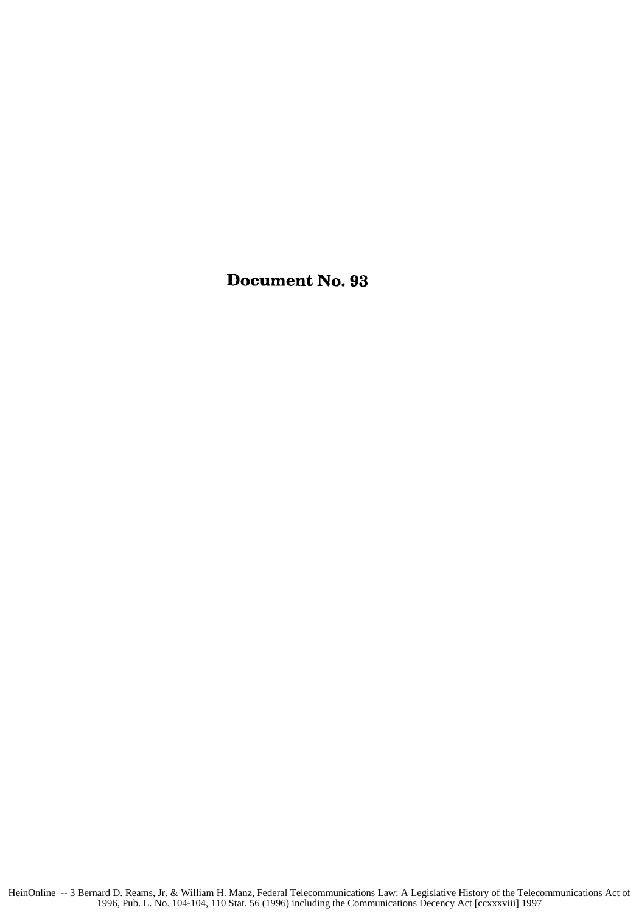# Document No. 93